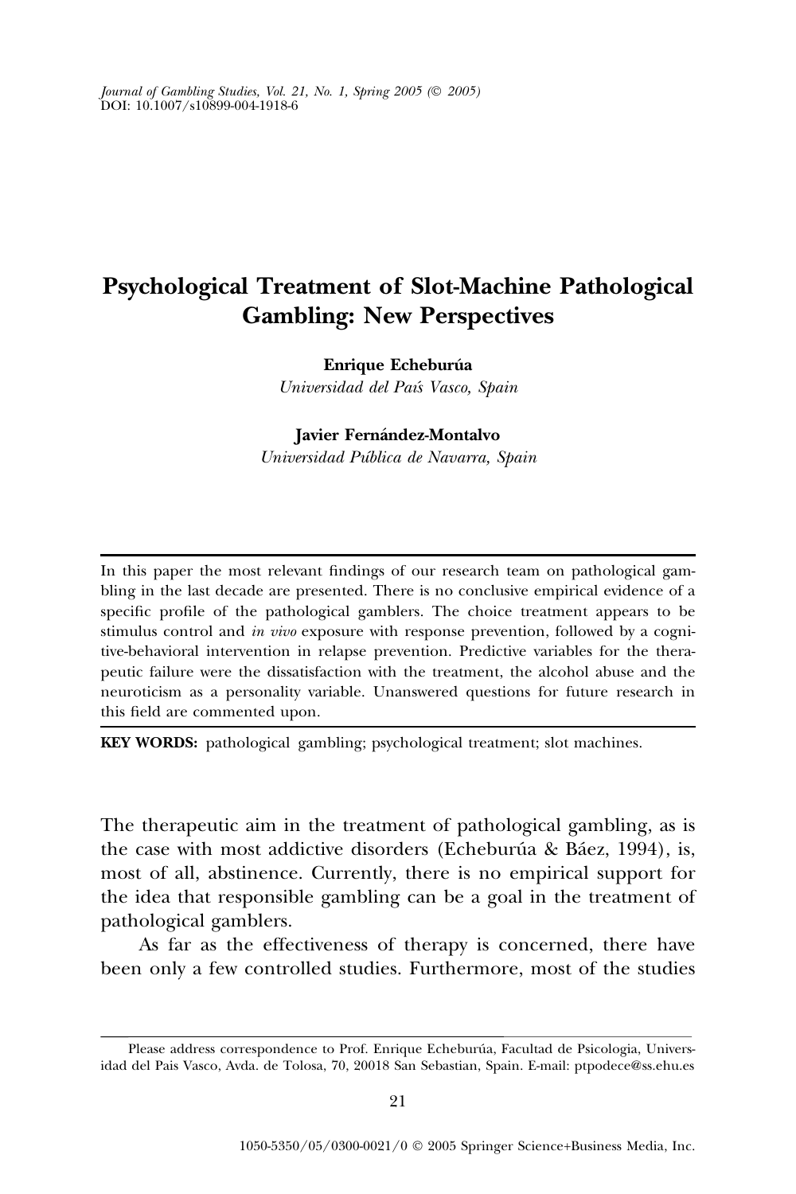# Psychological Treatment of Slot-Machine Pathological Gambling: New Perspectives

**Enrique Echeburúa**
*Universidad del País Vasco, Spain*

**Javier Fernández-Montalvo**
*Universidad Pública de Navarra, Spain*

---

In this paper the most relevant findings of our research team on pathological gambling in the last decade are presented. There is no conclusive empirical evidence of a specific profile of the pathological gamblers. The choice treatment appears to be stimulus control and *in vivo* exposure with response prevention, followed by a cognitive-behavioral intervention in relapse prevention. Predictive variables for the therapeutic failure were the dissatisfaction with the treatment, the alcohol abuse and the neuroticism as a personality variable. Unanswered questions for future research in this field are commented upon.

---

**KEY WORDS:** pathological gambling; psychological treatment; slot machines.

The therapeutic aim in the treatment of pathological gambling, as is the case with most addictive disorders (Echeburúa & Báez, 1994), is, most of all, abstinence. Currently, there is no empirical support for the idea that responsible gambling can be a goal in the treatment of pathological gamblers.

As far as the effectiveness of therapy is concerned, there have been only a few controlled studies. Furthermore, most of the studies

---

Please address correspondence to Prof. Enrique Echeburúa, Facultad de Psicologia, Universidad del Pais Vasco, Avda. de Tolosa, 70, 20018 San Sebastian, Spain. E-mail: ptpodece@ss.ehu.es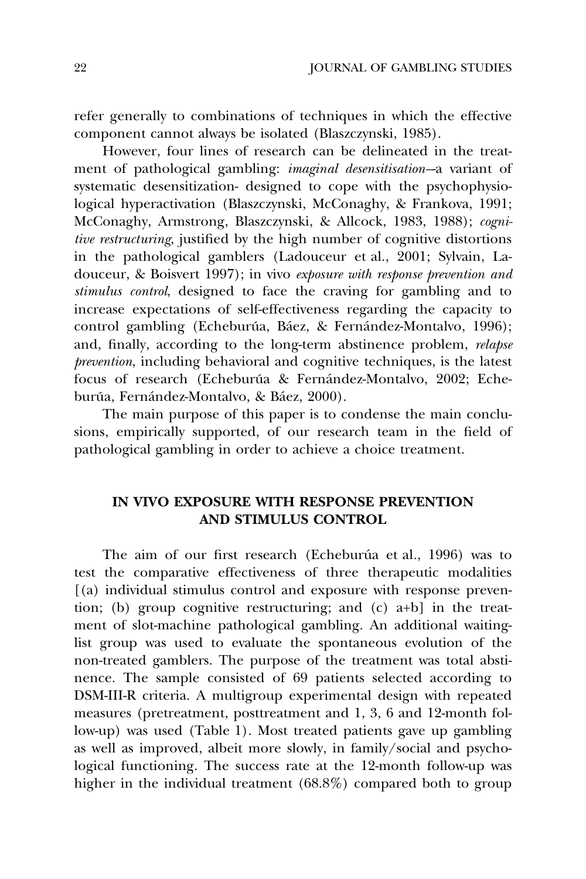refer generally to combinations of techniques in which the effective component cannot always be isolated (Blaszczynski, 1985).

However, four lines of research can be delineated in the treatment of pathological gambling: *imaginal desensitisation*—a variant of systematic desensitization- designed to cope with the psychophysiological hyperactivation (Blaszczynski, McConaghy, & Frankova, 1991; McConaghy, Armstrong, Blaszczynski, & Allcock, 1983, 1988); *cognitive restructuring*, justified by the high number of cognitive distortions in the pathological gamblers (Ladouceur et al., 2001; Sylvain, Ladouceur, & Boisvert 1997); in vivo *exposure with response prevention and stimulus control*, designed to face the craving for gambling and to increase expectations of self-effectiveness regarding the capacity to control gambling (Echeburúa, Báez, & Fernández-Montalvo, 1996); and, finally, according to the long-term abstinence problem, *relapse prevention*, including behavioral and cognitive techniques, is the latest focus of research (Echeburúa & Fernández-Montalvo, 2002; Echeburúa, Fernández-Montalvo, & Báez, 2000).

The main purpose of this paper is to condense the main conclusions, empirically supported, of our research team in the field of pathological gambling in order to achieve a choice treatment.

## IN VIVO EXPOSURE WITH RESPONSE PREVENTION AND STIMULUS CONTROL

The aim of our first research (Echeburúa et al., 1996) was to test the comparative effectiveness of three therapeutic modalities [(a) individual stimulus control and exposure with response prevention; (b) group cognitive restructuring; and (c) a+b] in the treatment of slot-machine pathological gambling. An additional waiting-list group was used to evaluate the spontaneous evolution of the non-treated gamblers. The purpose of the treatment was total abstinence. The sample consisted of 69 patients selected according to DSM-III-R criteria. A multigroup experimental design with repeated measures (pretreatment, posttreatment and 1, 3, 6 and 12-month follow-up) was used (Table 1). Most treated patients gave up gambling as well as improved, albeit more slowly, in family/social and psychological functioning. The success rate at the 12-month follow-up was higher in the individual treatment (68.8%) compared both to group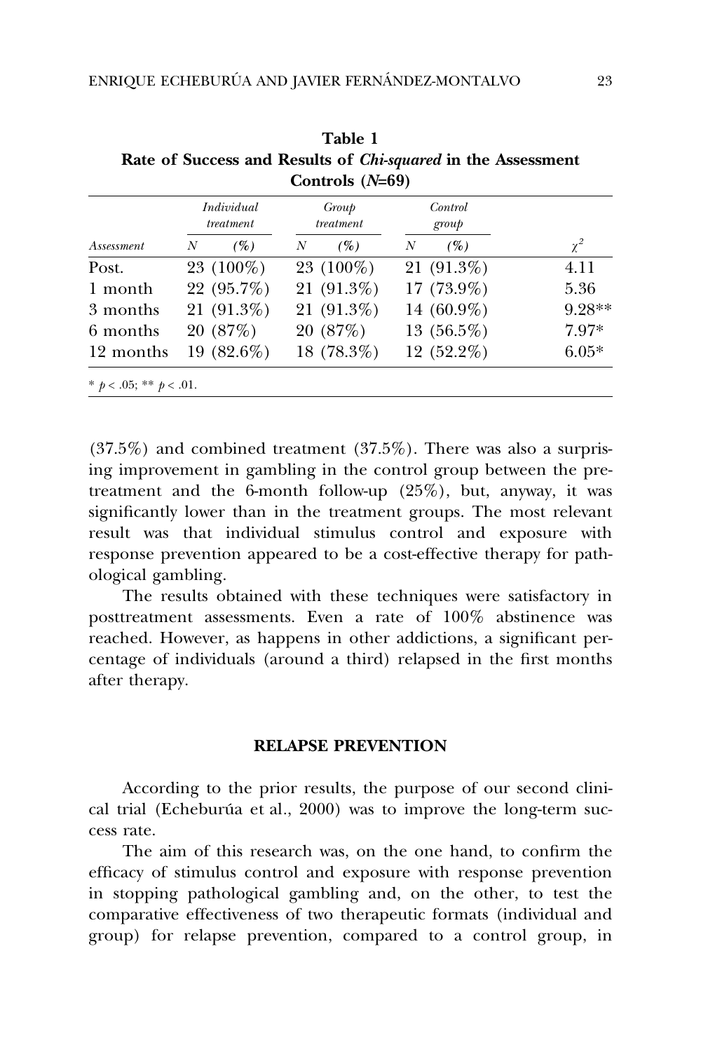**Table 1**
**Rate of Success and Results of *Chi-squared* in the Assessment Controls (*N*=69)**

| | *Individual treatment* | | *Group treatment* | | *Control group* | | |
|---|---|---|---|---|---|---|---|
| *Assessment* | *N* | *(%)* | *N* | *(%)* | *N* | *(%)* | $\chi^2$ |
| Post. | 23 | (100%) | 23 | (100%) | 21 | (91.3%) | 4.11 |
| 1 month | 22 | (95.7%) | 21 | (91.3%) | 17 | (73.9%) | 5.36 |
| 3 months | 21 | (91.3%) | 21 | (91.3%) | 14 | (60.9%) | 9.28** |
| 6 months | 20 | (87%) | 20 | (87%) | 13 | (56.5%) | 7.97* |
| 12 months | 19 | (82.6%) | 18 | (78.3%) | 12 | (52.2%) | 6.05* |

* $p < .05$; ** $p < .01$.

(37.5%) and combined treatment (37.5%). There was also a surprising improvement in gambling in the control group between the pretreatment and the 6-month follow-up (25%), but, anyway, it was significantly lower than in the treatment groups. The most relevant result was that individual stimulus control and exposure with response prevention appeared to be a cost-effective therapy for pathological gambling.

The results obtained with these techniques were satisfactory in posttreatment assessments. Even a rate of 100% abstinence was reached. However, as happens in other addictions, a significant percentage of individuals (around a third) relapsed in the first months after therapy.

## RELAPSE PREVENTION

According to the prior results, the purpose of our second clinical trial (Echeburúa et al., 2000) was to improve the long-term success rate.

The aim of this research was, on the one hand, to confirm the efficacy of stimulus control and exposure with response prevention in stopping pathological gambling and, on the other, to test the comparative effectiveness of two therapeutic formats (individual and group) for relapse prevention, compared to a control group, in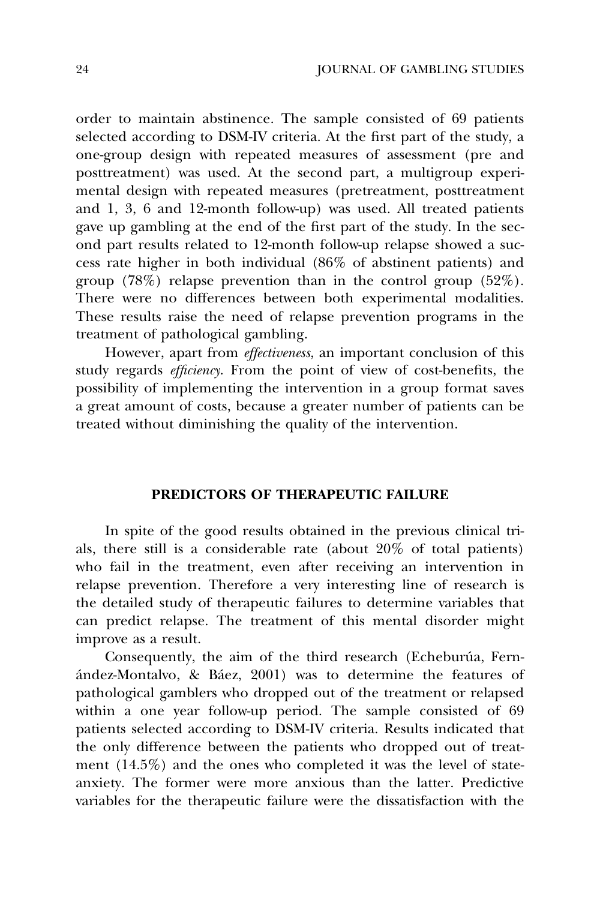order to maintain abstinence. The sample consisted of 69 patients selected according to DSM-IV criteria. At the first part of the study, a one-group design with repeated measures of assessment (pre and posttreatment) was used. At the second part, a multigroup experimental design with repeated measures (pretreatment, posttreatment and 1, 3, 6 and 12-month follow-up) was used. All treated patients gave up gambling at the end of the first part of the study. In the second part results related to 12-month follow-up relapse showed a success rate higher in both individual (86% of abstinent patients) and group (78%) relapse prevention than in the control group (52%). There were no differences between both experimental modalities. These results raise the need of relapse prevention programs in the treatment of pathological gambling.

However, apart from *effectiveness*, an important conclusion of this study regards *efficiency*. From the point of view of cost-benefits, the possibility of implementing the intervention in a group format saves a great amount of costs, because a greater number of patients can be treated without diminishing the quality of the intervention.

## PREDICTORS OF THERAPEUTIC FAILURE

In spite of the good results obtained in the previous clinical trials, there still is a considerable rate (about 20% of total patients) who fail in the treatment, even after receiving an intervention in relapse prevention. Therefore a very interesting line of research is the detailed study of therapeutic failures to determine variables that can predict relapse. The treatment of this mental disorder might improve as a result.

Consequently, the aim of the third research (Echeburúa, Fernández-Montalvo, & Báez, 2001) was to determine the features of pathological gamblers who dropped out of the treatment or relapsed within a one year follow-up period. The sample consisted of 69 patients selected according to DSM-IV criteria. Results indicated that the only difference between the patients who dropped out of treatment (14.5%) and the ones who completed it was the level of state-anxiety. The former were more anxious than the latter. Predictive variables for the therapeutic failure were the dissatisfaction with the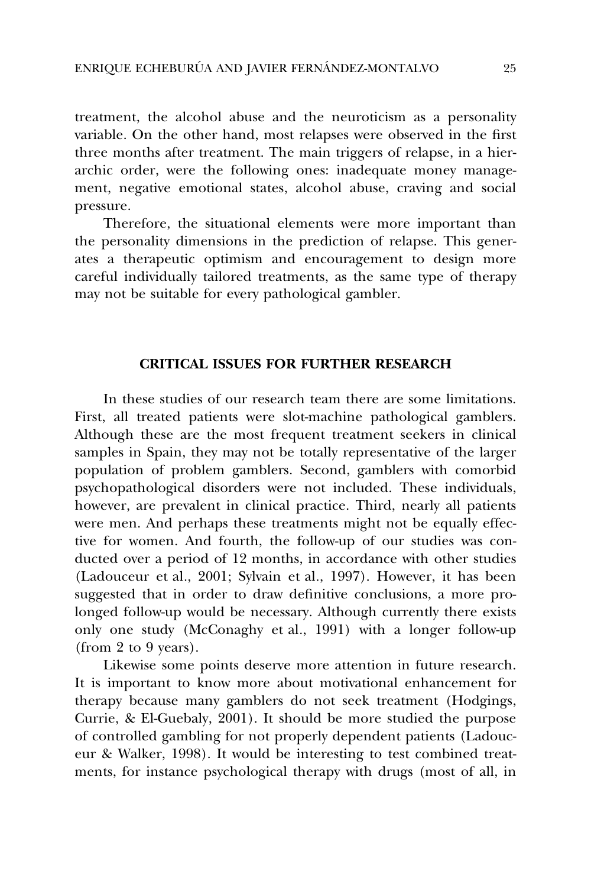treatment, the alcohol abuse and the neuroticism as a personality variable. On the other hand, most relapses were observed in the first three months after treatment. The main triggers of relapse, in a hierarchic order, were the following ones: inadequate money management, negative emotional states, alcohol abuse, craving and social pressure.

Therefore, the situational elements were more important than the personality dimensions in the prediction of relapse. This generates a therapeutic optimism and encouragement to design more careful individually tailored treatments, as the same type of therapy may not be suitable for every pathological gambler.

## CRITICAL ISSUES FOR FURTHER RESEARCH

In these studies of our research team there are some limitations. First, all treated patients were slot-machine pathological gamblers. Although these are the most frequent treatment seekers in clinical samples in Spain, they may not be totally representative of the larger population of problem gamblers. Second, gamblers with comorbid psychopathological disorders were not included. These individuals, however, are prevalent in clinical practice. Third, nearly all patients were men. And perhaps these treatments might not be equally effective for women. And fourth, the follow-up of our studies was conducted over a period of 12 months, in accordance with other studies (Ladouceur et al., 2001; Sylvain et al., 1997). However, it has been suggested that in order to draw definitive conclusions, a more prolonged follow-up would be necessary. Although currently there exists only one study (McConaghy et al., 1991) with a longer follow-up (from 2 to 9 years).

Likewise some points deserve more attention in future research. It is important to know more about motivational enhancement for therapy because many gamblers do not seek treatment (Hodgings, Currie, & El-Guebaly, 2001). It should be more studied the purpose of controlled gambling for not properly dependent patients (Ladouceur & Walker, 1998). It would be interesting to test combined treatments, for instance psychological therapy with drugs (most of all, in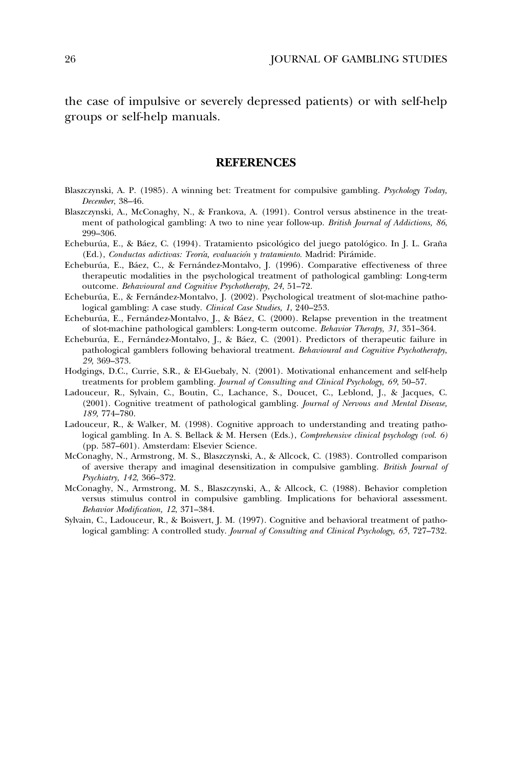the case of impulsive or severely depressed patients) or with self-help groups or self-help manuals.

## REFERENCES

Blaszczynski, A. P. (1985). A winning bet: Treatment for compulsive gambling. *Psychology Today, December*, 38–46.

Blaszczynski, A., McConaghy, N., & Frankova, A. (1991). Control versus abstinence in the treatment of pathological gambling: A two to nine year follow-up. *British Journal of Addictions, 86*, 299–306.

Echeburúa, E., & Báez, C. (1994). Tratamiento psicológico del juego patológico. In J. L. Graña (Ed.), *Conductas adictivas: Teoría, evaluación y tratamiento.* Madrid: Pirámide.

Echeburúa, E., Báez, C., & Fernández-Montalvo, J. (1996). Comparative effectiveness of three therapeutic modalities in the psychological treatment of pathological gambling: Long-term outcome. *Behavioural and Cognitive Psychotherapy, 24*, 51–72.

Echeburúa, E., & Fernández-Montalvo, J. (2002). Psychological treatment of slot-machine pathological gambling: A case study. *Clinical Case Studies, 1*, 240–253.

Echeburúa, E., Fernández-Montalvo, J., & Báez, C. (2000). Relapse prevention in the treatment of slot-machine pathological gamblers: Long-term outcome. *Behavior Therapy, 31*, 351–364.

Echeburúa, E., Fernández-Montalvo, J., & Báez, C. (2001). Predictors of therapeutic failure in pathological gamblers following behavioral treatment. *Behavioural and Cognitive Psychotherapy, 29*, 369–373.

Hodgings, D.C., Currie, S.R., & El-Guebaly, N. (2001). Motivational enhancement and self-help treatments for problem gambling. *Journal of Consulting and Clinical Psychology, 69*, 50–57.

Ladouceur, R., Sylvain, C., Boutin, C., Lachance, S., Doucet, C., Leblond, J., & Jacques, C. (2001). Cognitive treatment of pathological gambling. *Journal of Nervous and Mental Disease, 189*, 774–780.

Ladouceur, R., & Walker, M. (1998). Cognitive approach to understanding and treating pathological gambling. In A. S. Bellack & M. Hersen (Eds.), *Comprehensive clinical psychology (vol. 6)* (pp. 587–601). Amsterdam: Elsevier Science.

McConaghy, N., Armstrong, M. S., Blaszczynski, A., & Allcock, C. (1983). Controlled comparison of aversive therapy and imaginal desensitization in compulsive gambling. *British Journal of Psychiatry, 142*, 366–372.

McConaghy, N., Armstrong, M. S., Blaszczynski, A., & Allcock, C. (1988). Behavior completion versus stimulus control in compulsive gambling. Implications for behavioral assessment. *Behavior Modification, 12*, 371–384.

Sylvain, C., Ladouceur, R., & Boisvert, J. M. (1997). Cognitive and behavioral treatment of pathological gambling: A controlled study. *Journal of Consulting and Clinical Psychology, 65*, 727–732.